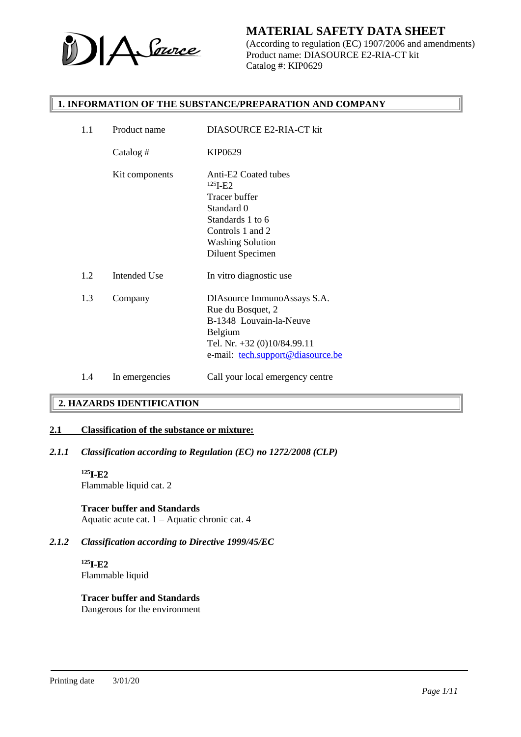# MATERIAL SAFETY DATA SHEET

(According to regulation (EC) 1907/2006 and amendments)
Product name: DIASOURCE E2-RIA-CT kit
Catalog #: KIP0629

## 1. INFORMATION OF THE SUBSTANCE/PREPARATION AND COMPANY

| | | |
|---|---|---|
| 1.1 | Product name | DIASOURCE E2-RIA-CT kit |
| | Catalog # | KIP0629 |
| | Kit components | Anti-E2 Coated tubes<br>$^{125}$I-E2<br>Tracer buffer<br>Standard 0<br>Standards 1 to 6<br>Controls 1 and 2<br>Washing Solution<br>Diluent Specimen |
| 1.2 | Intended Use | In vitro diagnostic use |
| 1.3 | Company | DIAsource ImmunoAssays S.A.<br>Rue du Bosquet, 2<br>B-1348 Louvain-la-Neuve<br>Belgium<br>Tel. Nr. +32 (0)10/84.99.11<br>e-mail: tech.support@diasource.be |
| 1.4 | In emergencies | Call your local emergency centre |

## 2. HAZARDS IDENTIFICATION

### 2.1 Classification of the substance or mixture:

#### *2.1.1 Classification according to Regulation (EC) no 1272/2008 (CLP)*

**$^{125}$I-E2**
Flammable liquid cat. 2

**Tracer buffer and Standards**
Aquatic acute cat. 1 – Aquatic chronic cat. 4

#### *2.1.2 Classification according to Directive 1999/45/EC*

**$^{125}$I-E2**
Flammable liquid

**Tracer buffer and Standards**
Dangerous for the environment

Printing date 3/01/20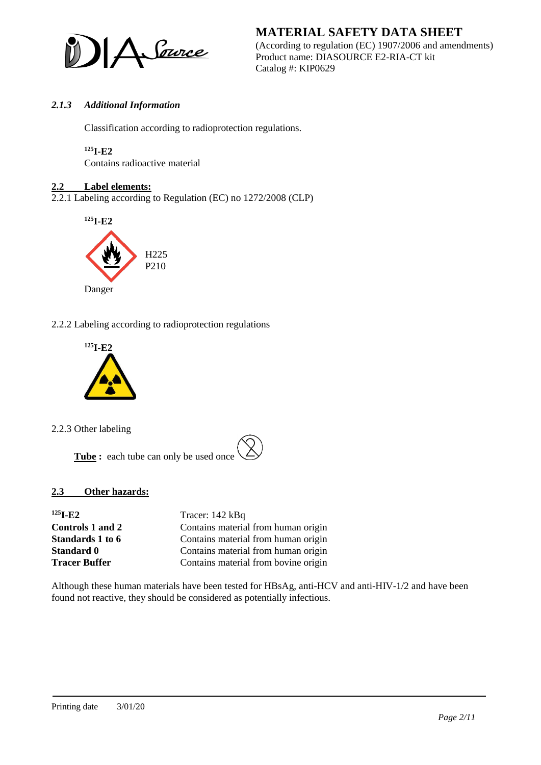#### *2.1.3 Additional Information*

Classification according to radioprotection regulations.

**$^{125}$I-E2**
Contains radioactive material

### 2.2 Label elements:

2.2.1 Labeling according to Regulation (EC) no 1272/2008 (CLP)

**$^{125}$I-E2**

H225
P210

Danger

2.2.2 Labeling according to radioprotection regulations

**$^{125}$I-E2**

2.2.3 Other labeling

**Tube :** each tube can only be used once

### 2.3 Other hazards:

| | |
|---|---|
| **$^{125}$I-E2** | Tracer: 142 kBq |
| **Controls 1 and 2** | Contains material from human origin |
| **Standards 1 to 6** | Contains material from human origin |
| **Standard 0** | Contains material from human origin |
| **Tracer Buffer** | Contains material from bovine origin |

Although these human materials have been tested for HBsAg, anti-HCV and anti-HIV-1/2 and have been found not reactive, they should be considered as potentially infectious.

Printing date 3/01/20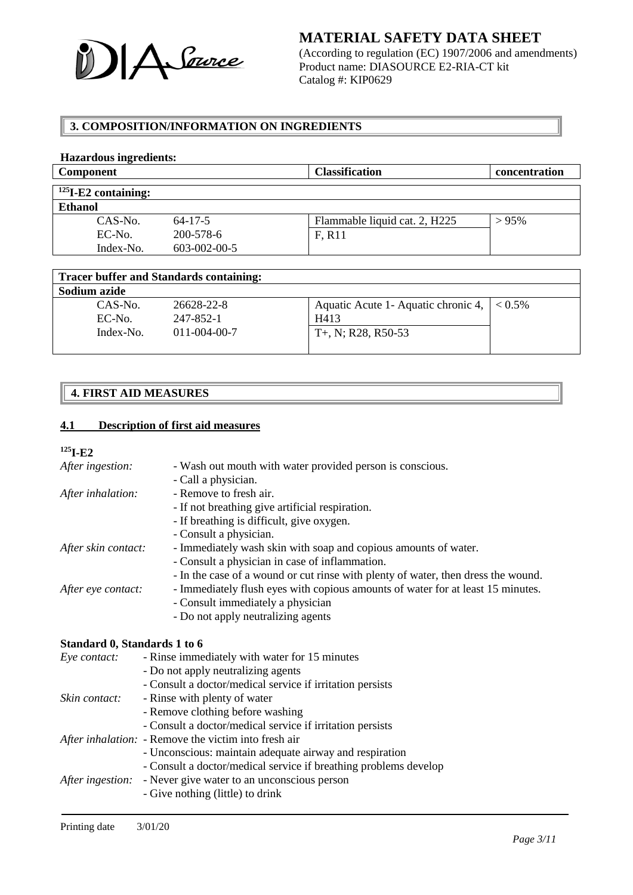## 3. COMPOSITION/INFORMATION ON INGREDIENTS

**Hazardous ingredients:**

| Component | | Classification | concentration |
|---|---|---|---|
| **$^{125}$I-E2 containing:** | | | |
| **Ethanol** | | | |
| CAS-No. | 64-17-5 | Flammable liquid cat. 2, H225 | > 95% |
| EC-No. | 200-578-6 | F, R11 | |
| Index-No. | 603-002-00-5 | | |

| Tracer buffer and Standards containing: | | | |
|---|---|---|---|
| **Sodium azide** | | | |
| CAS-No. | 26628-22-8 | Aquatic Acute 1- Aquatic chronic 4, H413 | < 0.5% |
| EC-No. | 247-852-1 | | |
| Index-No. | 011-004-00-7 | T+, N; R28, R50-53 | |

## 4. FIRST AID MEASURES

### 4.1 Description of first aid measures

**$^{125}$I-E2**

*After ingestion:*
- Wash out mouth with water provided person is conscious.
- Call a physician.

*After inhalation:*
- Remove to fresh air.
- If not breathing give artificial respiration.
- If breathing is difficult, give oxygen.
- Consult a physician.

*After skin contact:*
- Immediately wash skin with soap and copious amounts of water.
- Consult a physician in case of inflammation.
- In the case of a wound or cut rinse with plenty of water, then dress the wound.

*After eye contact:*
- Immediately flush eyes with copious amounts of water for at least 15 minutes.
- Consult immediately a physician
- Do not apply neutralizing agents

**Standard 0, Standards 1 to 6**

*Eye contact:*
- Rinse immediately with water for 15 minutes
- Do not apply neutralizing agents
- Consult a doctor/medical service if irritation persists

*Skin contact:*
- Rinse with plenty of water
- Remove clothing before washing
- Consult a doctor/medical service if irritation persists

*After inhalation:*
- Remove the victim into fresh air
- Unconscious: maintain adequate airway and respiration
- Consult a doctor/medical service if breathing problems develop

*After ingestion:*
- Never give water to an unconscious person
- Give nothing (little) to drink

Printing date 3/01/20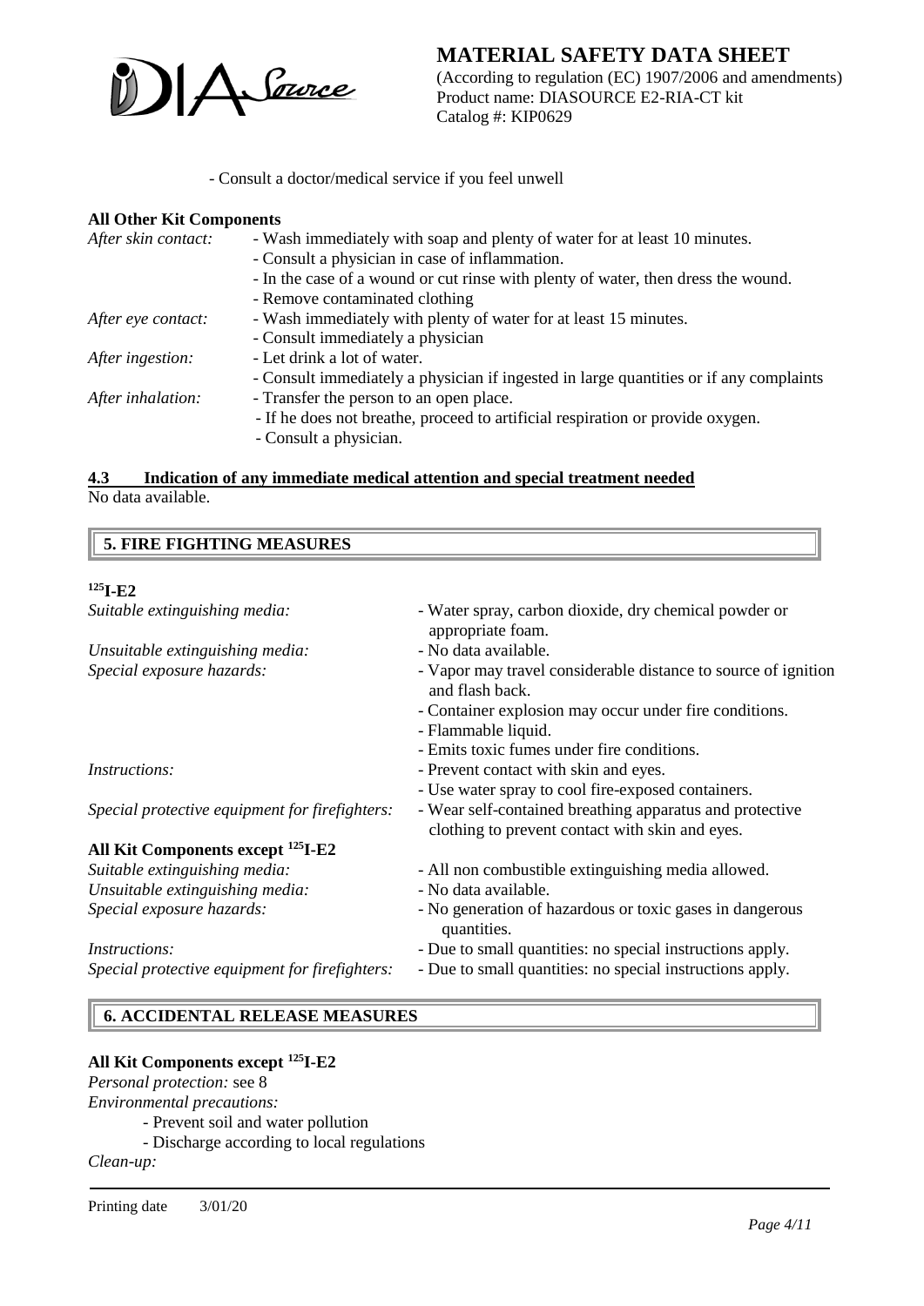- Consult a doctor/medical service if you feel unwell

**All Other Kit Components**

*After skin contact:*
- Wash immediately with soap and plenty of water for at least 10 minutes.
- Consult a physician in case of inflammation.
- In the case of a wound or cut rinse with plenty of water, then dress the wound.
- Remove contaminated clothing

*After eye contact:*
- Wash immediately with plenty of water for at least 15 minutes.
- Consult immediately a physician

*After ingestion:*
- Let drink a lot of water.
- Consult immediately a physician if ingested in large quantities or if any complaints

*After inhalation:*
- Transfer the person to an open place.
- If he does not breathe, proceed to artificial respiration or provide oxygen.
- Consult a physician.

### 4.3 Indication of any immediate medical attention and special treatment needed

No data available.

## 5. FIRE FIGHTING MEASURES

**$^{125}$I-E2**

*Suitable extinguishing media:*
- Water spray, carbon dioxide, dry chemical powder or appropriate foam.

*Unsuitable extinguishing media:*
- No data available.

*Special exposure hazards:*
- Vapor may travel considerable distance to source of ignition and flash back.
- Container explosion may occur under fire conditions.
- Flammable liquid.
- Emits toxic fumes under fire conditions.

*Instructions:*
- Prevent contact with skin and eyes.
- Use water spray to cool fire-exposed containers.

*Special protective equipment for firefighters:*
- Wear self-contained breathing apparatus and protective clothing to prevent contact with skin and eyes.

**All Kit Components except $^{125}$I-E2**

*Suitable extinguishing media:*
- All non combustible extinguishing media allowed.

*Unsuitable extinguishing media:*
- No data available.

*Special exposure hazards:*
- No generation of hazardous or toxic gases in dangerous quantities.

*Instructions:*
- Due to small quantities: no special instructions apply.

*Special protective equipment for firefighters:*
- Due to small quantities: no special instructions apply.

## 6. ACCIDENTAL RELEASE MEASURES

**All Kit Components except $^{125}$I-E2**

*Personal protection:* see 8

*Environmental precautions:*
- Prevent soil and water pollution
- Discharge according to local regulations

*Clean-up:*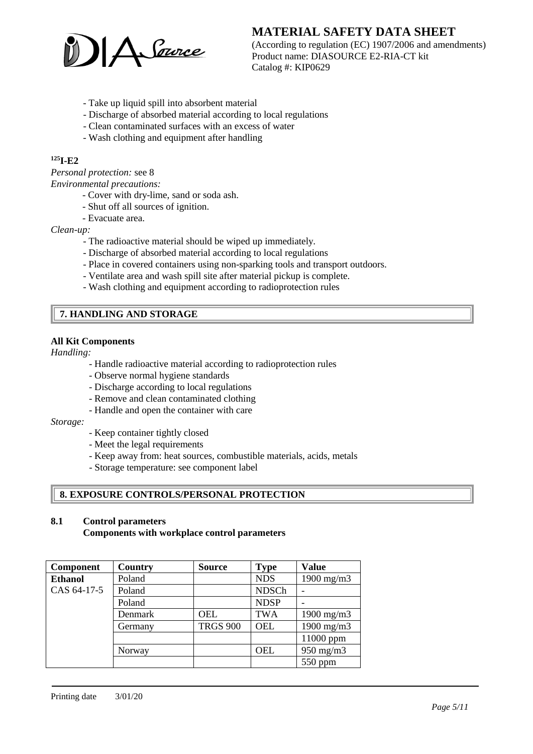- Take up liquid spill into absorbent material
- Discharge of absorbed material according to local regulations
- Clean contaminated surfaces with an excess of water
- Wash clothing and equipment after handling

**$^{125}$I-E2**

*Personal protection:* see 8

*Environmental precautions:*

- Cover with dry-lime, sand or soda ash.
- Shut off all sources of ignition.
- Evacuate area.

*Clean-up:*

- The radioactive material should be wiped up immediately.
- Discharge of absorbed material according to local regulations
- Place in covered containers using non-sparking tools and transport outdoors.
- Ventilate area and wash spill site after material pickup is complete.
- Wash clothing and equipment according to radioprotection rules

## 7. HANDLING AND STORAGE

**All Kit Components**

*Handling:*

- Handle radioactive material according to radioprotection rules
- Observe normal hygiene standards
- Discharge according to local regulations
- Remove and clean contaminated clothing
- Handle and open the container with care

*Storage:*

- Keep container tightly closed
- Meet the legal requirements
- Keep away from: heat sources, combustible materials, acids, metals
- Storage temperature: see component label

## 8. EXPOSURE CONTROLS/PERSONAL PROTECTION

### 8.1 Control parameters

**Components with workplace control parameters**

| Component | Country | Source | Type | Value |
|---|---|---|---|---|
| **Ethanol** | Poland | | NDS | 1900 mg/m3 |
| CAS 64-17-5 | Poland | | NDSCh | - |
| | Poland | | NDSP | - |
| | Denmark | OEL | TWA | 1900 mg/m3 |
| | Germany | TRGS 900 | OEL | 1900 mg/m3 |
| | | | | 11000 ppm |
| | Norway | | OEL | 950 mg/m3 |
| | | | | 550 ppm |

Printing date 3/01/20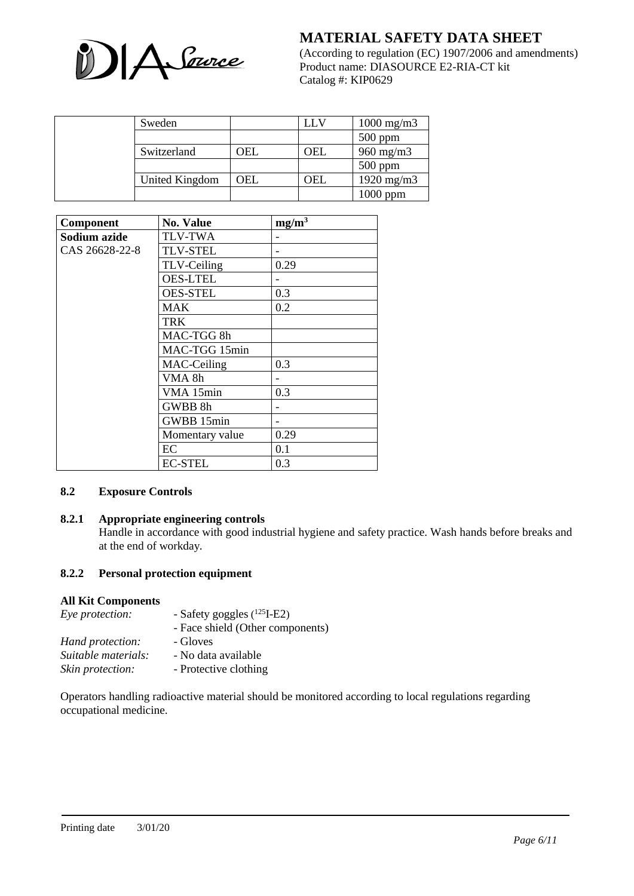|  | Sweden |  | LLV | 1000 mg/m3 |
|---|---|---|---|---|
|  |  |  |  | 500 ppm |
|  | Switzerland | OEL | OEL | 960 mg/m3 |
|  |  |  |  | 500 ppm |
|  | United Kingdom | OEL | OEL | 1920 mg/m3 |
|  |  |  |  | 1000 ppm |

| Component | No. Value | $mg/m^3$ |
|---|---|---|
| **Sodium azide** | TLV-TWA | - |
| CAS 26628-22-8 | TLV-STEL | - |
|  | TLV-Ceiling | 0.29 |
|  | OES-LTEL | - |
|  | OES-STEL | 0.3 |
|  | MAK | 0.2 |
|  | TRK |  |
|  | MAC-TGG 8h |  |
|  | MAC-TGG 15min |  |
|  | MAC-Ceiling | 0.3 |
|  | VMA 8h | - |
|  | VMA 15min | 0.3 |
|  | GWBB 8h | - |
|  | GWBB 15min | - |
|  | Momentary value | 0.29 |
|  | EC | 0.1 |
|  | EC-STEL | 0.3 |

### 8.2 Exposure Controls

#### 8.2.1 Appropriate engineering controls

Handle in accordance with good industrial hygiene and safety practice. Wash hands before breaks and at the end of workday.

#### 8.2.2 Personal protection equipment

**All Kit Components**

*Eye protection:* - Safety goggles ($^{125}$I-E2)
- Face shield (Other components)

*Hand protection:* - Gloves

*Suitable materials:* - No data available

*Skin protection:* - Protective clothing

Operators handling radioactive material should be monitored according to local regulations regarding occupational medicine.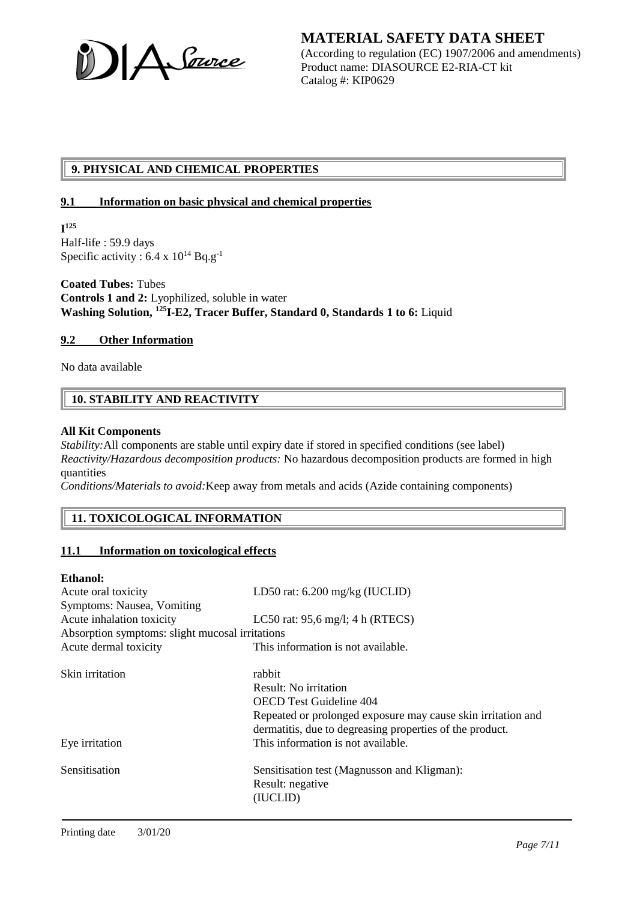## 9. PHYSICAL AND CHEMICAL PROPERTIES

### 9.1 Information on basic physical and chemical properties

**$I^{125}$**
Half-life : 59.9 days
Specific activity : $6.4 \times 10^{14}$ $Bq.g^{-1}$

**Coated Tubes:** Tubes
**Controls 1 and 2:** Lyophilized, soluble in water
**Washing Solution, $^{125}$I-E2, Tracer Buffer, Standard 0, Standards 1 to 6:** Liquid

### 9.2 Other Information

No data available

## 10. STABILITY AND REACTIVITY

**All Kit Components**
*Stability:* All components are stable until expiry date if stored in specified conditions (see label)
*Reactivity/Hazardous decomposition products:* No hazardous decomposition products are formed in high quantities
*Conditions/Materials to avoid:* Keep away from metals and acids (Azide containing components)

## 11. TOXICOLOGICAL INFORMATION

### 11.1 Information on toxicological effects

**Ethanol:**

| | |
|---|---|
| Acute oral toxicity | LD50 rat: 6.200 mg/kg (IUCLID) |
| Symptoms: Nausea, Vomiting | |
| Acute inhalation toxicity | LC50 rat: 95,6 mg/l; 4 h (RTECS) |
| Absorption symptoms: slight mucosal irritations | |
| Acute dermal toxicity | This information is not available. |
| Skin irritation | rabbit<br>Result: No irritation<br>OECD Test Guideline 404<br>Repeated or prolonged exposure may cause skin irritation and dermatitis, due to degreasing properties of the product. |
| Eye irritation | This information is not available. |
| Sensitisation | Sensitisation test (Magnusson and Kligman):<br>Result: negative<br>(IUCLID) |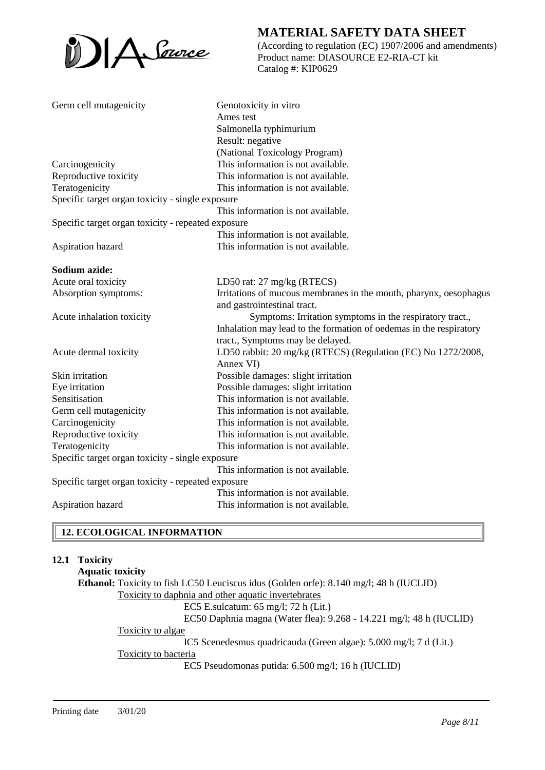| | |
|---|---|
| Germ cell mutagenicity | Genotoxicity in vitro<br>Ames test<br>Salmonella typhimurium<br>Result: negative<br>(National Toxicology Program) |
| Carcinogenicity | This information is not available. |
| Reproductive toxicity | This information is not available. |
| Teratogenicity | This information is not available. |
| Specific target organ toxicity - single exposure | This information is not available. |
| Specific target organ toxicity - repeated exposure | This information is not available. |
| Aspiration hazard | This information is not available. |

**Sodium azide:**

| | |
|---|---|
| Acute oral toxicity | LD50 rat: 27 mg/kg (RTECS) |
| Absorption symptoms: | Irritations of mucous membranes in the mouth, pharynx, oesophagus and gastrointestinal tract. |
| Acute inhalation toxicity | Symptoms: Irritation symptoms in the respiratory tract., Inhalation may lead to the formation of oedemas in the respiratory tract., Symptoms may be delayed. |
| Acute dermal toxicity | LD50 rabbit: 20 mg/kg (RTECS) (Regulation (EC) No 1272/2008, Annex VI) |
| Skin irritation | Possible damages: slight irritation |
| Eye irritation | Possible damages: slight irritation |
| Sensitisation | This information is not available. |
| Germ cell mutagenicity | This information is not available. |
| Carcinogenicity | This information is not available. |
| Reproductive toxicity | This information is not available. |
| Teratogenicity | This information is not available. |
| Specific target organ toxicity - single exposure | This information is not available. |
| Specific target organ toxicity - repeated exposure | This information is not available. |
| Aspiration hazard | This information is not available. |

## 12. ECOLOGICAL INFORMATION

### 12.1 Toxicity

**Aquatic toxicity**

**Ethanol:** Toxicity to fish LC50 Leuciscus idus (Golden orfe): 8.140 mg/l; 48 h (IUCLID)

Toxicity to daphnia and other aquatic invertebrates

EC5 E.sulcatum: 65 mg/l; 72 h (Lit.)

EC50 Daphnia magna (Water flea): 9.268 - 14.221 mg/l; 48 h (IUCLID)

Toxicity to algae

IC5 Scenedesmus quadricauda (Green algae): 5.000 mg/l; 7 d (Lit.)

Toxicity to bacteria

EC5 Pseudomonas putida: 6.500 mg/l; 16 h (IUCLID)

Printing date 3/01/20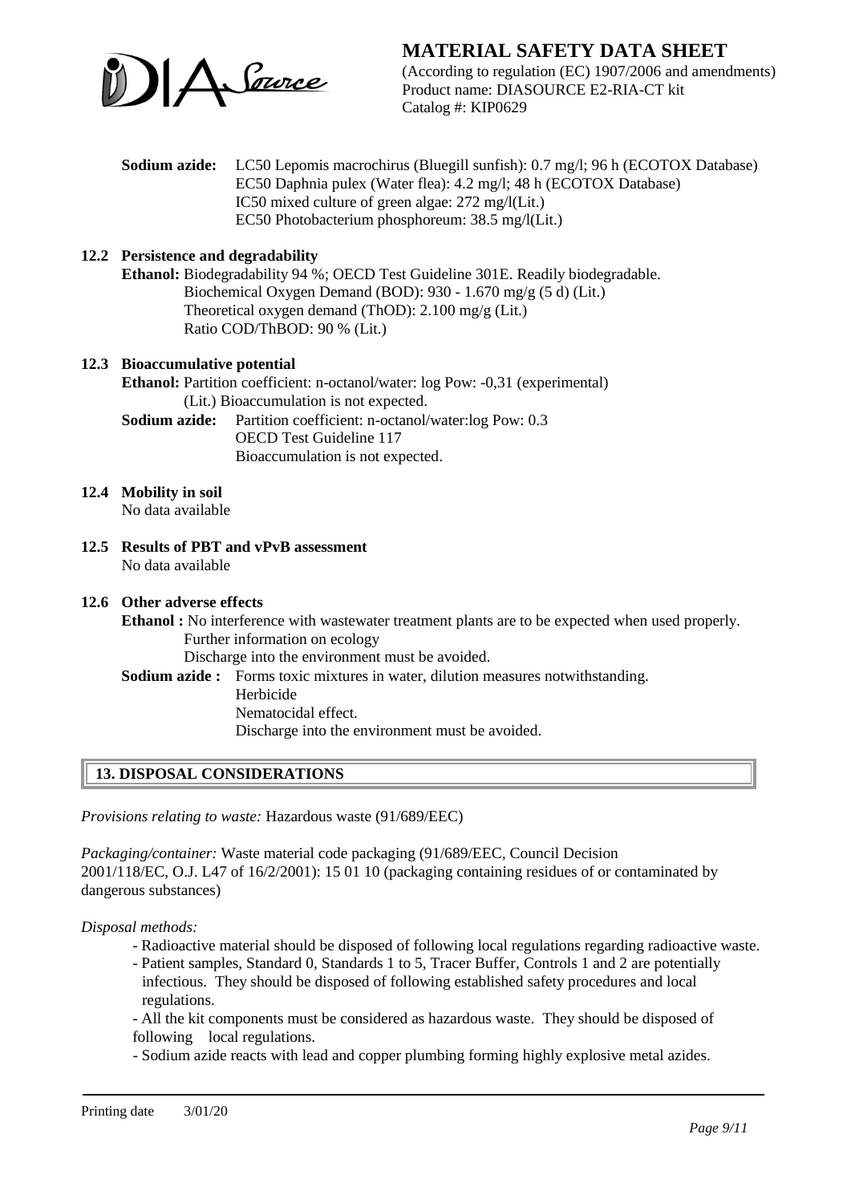**Sodium azide:** LC50 Lepomis macrochirus (Bluegill sunfish): 0.7 mg/l; 96 h (ECOTOX Database)
EC50 Daphnia pulex (Water flea): 4.2 mg/l; 48 h (ECOTOX Database)
IC50 mixed culture of green algae: 272 mg/l(Lit.)
EC50 Photobacterium phosphoreum: 38.5 mg/l(Lit.)

### 12.2 Persistence and degradability

**Ethanol:** Biodegradability 94 %; OECD Test Guideline 301E. Readily biodegradable.
Biochemical Oxygen Demand (BOD): 930 - 1.670 mg/g (5 d) (Lit.)
Theoretical oxygen demand (ThOD): 2.100 mg/g (Lit.)
Ratio COD/ThBOD: 90 % (Lit.)

### 12.3 Bioaccumulative potential

**Ethanol:** Partition coefficient: n-octanol/water: log Pow: -0,31 (experimental)
(Lit.) Bioaccumulation is not expected.

**Sodium azide:** Partition coefficient: n-octanol/water:log Pow: 0.3
OECD Test Guideline 117
Bioaccumulation is not expected.

### 12.4 Mobility in soil

No data available

### 12.5 Results of PBT and vPvB assessment

No data available

### 12.6 Other adverse effects

**Ethanol :** No interference with wastewater treatment plants are to be expected when used properly.
Further information on ecology
Discharge into the environment must be avoided.

**Sodium azide :** Forms toxic mixtures in water, dilution measures notwithstanding.
Herbicide
Nematocidal effect.
Discharge into the environment must be avoided.

## 13. DISPOSAL CONSIDERATIONS

*Provisions relating to waste:* Hazardous waste (91/689/EEC)

*Packaging/container:* Waste material code packaging (91/689/EEC, Council Decision 2001/118/EC, O.J. L47 of 16/2/2001): 15 01 10 (packaging containing residues of or contaminated by dangerous substances)

*Disposal methods:*

- Radioactive material should be disposed of following local regulations regarding radioactive waste.
- Patient samples, Standard 0, Standards 1 to 5, Tracer Buffer, Controls 1 and 2 are potentially infectious. They should be disposed of following established safety procedures and local regulations.
- All the kit components must be considered as hazardous waste. They should be disposed of following local regulations.
- Sodium azide reacts with lead and copper plumbing forming highly explosive metal azides.

Printing date 3/01/20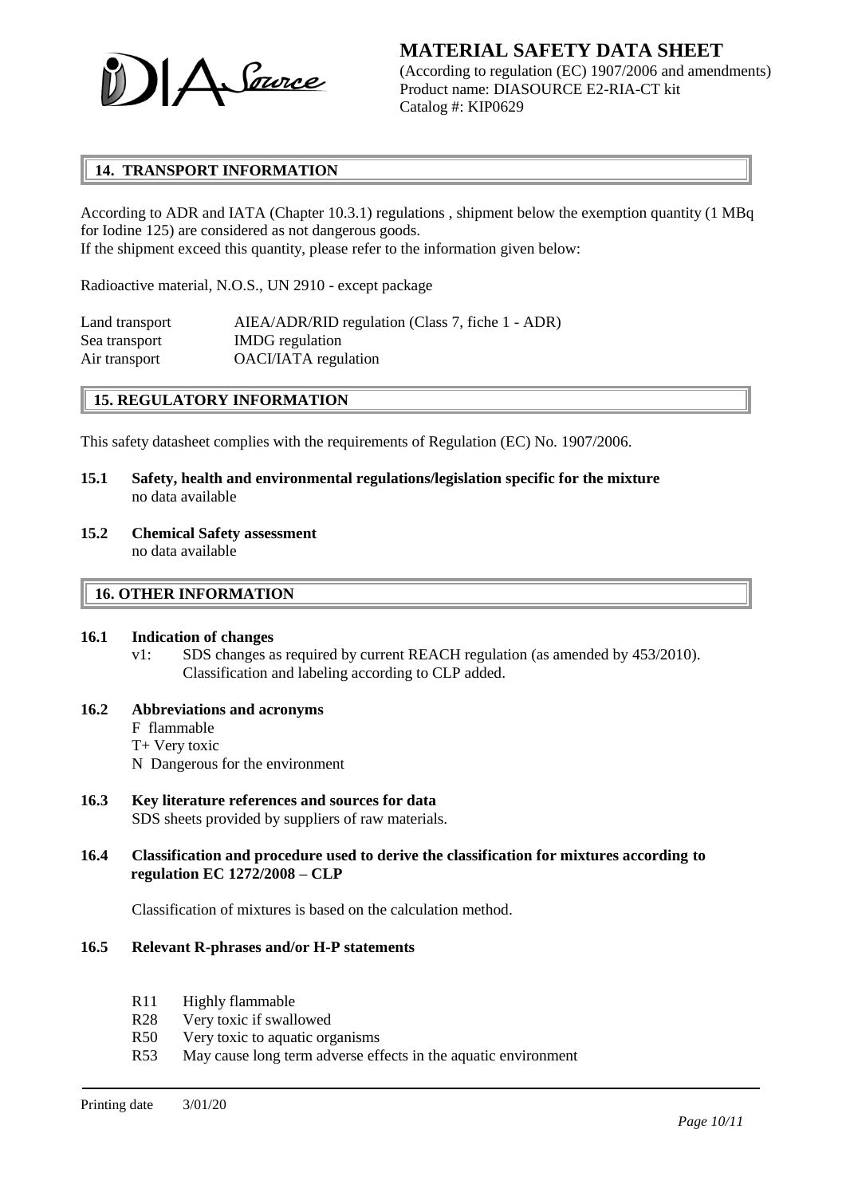## 14. TRANSPORT INFORMATION

According to ADR and IATA (Chapter 10.3.1) regulations , shipment below the exemption quantity (1 MBq for Iodine 125) are considered as not dangerous goods.
If the shipment exceed this quantity, please refer to the information given below:

Radioactive material, N.O.S., UN 2910 - except package

| | |
|---|---|
| Land transport | AIEA/ADR/RID regulation (Class 7, fiche 1 - ADR) |
| Sea transport | IMDG regulation |
| Air transport | OACI/IATA regulation |

## 15. REGULATORY INFORMATION

This safety datasheet complies with the requirements of Regulation (EC) No. 1907/2006.

**15.1 Safety, health and environmental regulations/legislation specific for the mixture**
no data available

**15.2 Chemical Safety assessment**
no data available

## 16. OTHER INFORMATION

**16.1 Indication of changes**

v1: SDS changes as required by current REACH regulation (as amended by 453/2010). Classification and labeling according to CLP added.

**16.2 Abbreviations and acronyms**

F flammable
T+ Very toxic
N Dangerous for the environment

**16.3 Key literature references and sources for data**
SDS sheets provided by suppliers of raw materials.

**16.4 Classification and procedure used to derive the classification for mixtures according to regulation EC 1272/2008 – CLP**

Classification of mixtures is based on the calculation method.

**16.5 Relevant R-phrases and/or H-P statements**

- R11 Highly flammable
- R28 Very toxic if swallowed
- R50 Very toxic to aquatic organisms
- R53 May cause long term adverse effects in the aquatic environment

Printing date 3/01/20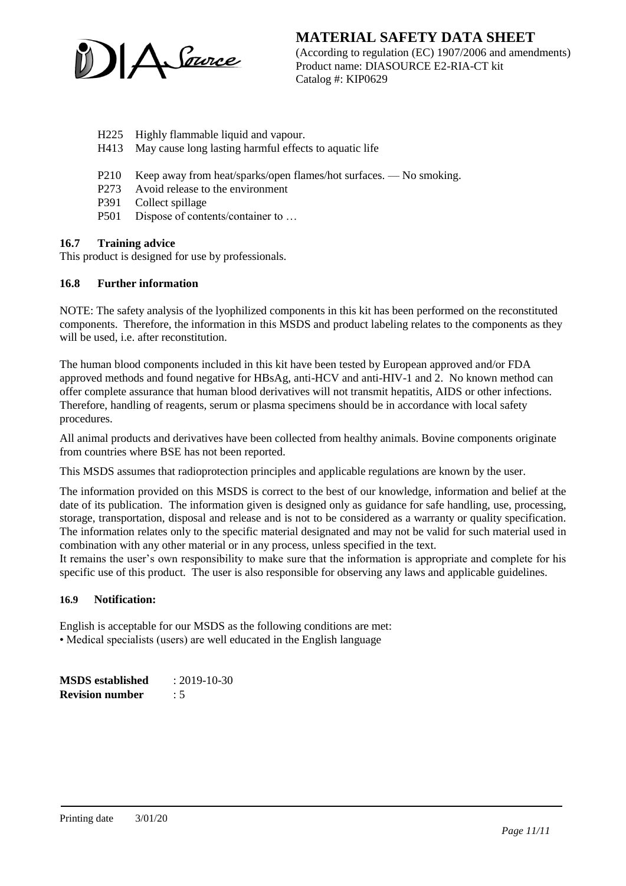H225 Highly flammable liquid and vapour.
H413 May cause long lasting harmful effects to aquatic life

P210 Keep away from heat/sparks/open flames/hot surfaces. — No smoking.
P273 Avoid release to the environment
P391 Collect spillage
P501 Dispose of contents/container to …

### 16.7 Training advice

This product is designed for use by professionals.

### 16.8 Further information

NOTE: The safety analysis of the lyophilized components in this kit has been performed on the reconstituted components. Therefore, the information in this MSDS and product labeling relates to the components as they will be used, i.e. after reconstitution.

The human blood components included in this kit have been tested by European approved and/or FDA approved methods and found negative for HBsAg, anti-HCV and anti-HIV-1 and 2. No known method can offer complete assurance that human blood derivatives will not transmit hepatitis, AIDS or other infections. Therefore, handling of reagents, serum or plasma specimens should be in accordance with local safety procedures.

All animal products and derivatives have been collected from healthy animals. Bovine components originate from countries where BSE has not been reported.

This MSDS assumes that radioprotection principles and applicable regulations are known by the user.

The information provided on this MSDS is correct to the best of our knowledge, information and belief at the date of its publication. The information given is designed only as guidance for safe handling, use, processing, storage, transportation, disposal and release and is not to be considered as a warranty or quality specification. The information relates only to the specific material designated and may not be valid for such material used in combination with any other material or in any process, unless specified in the text.
It remains the user's own responsibility to make sure that the information is appropriate and complete for his specific use of this product. The user is also responsible for observing any laws and applicable guidelines.

### 16.9 Notification:

English is acceptable for our MSDS as the following conditions are met:
• Medical specialists (users) are well educated in the English language

**MSDS established** : 2019-10-30
**Revision number** : 5